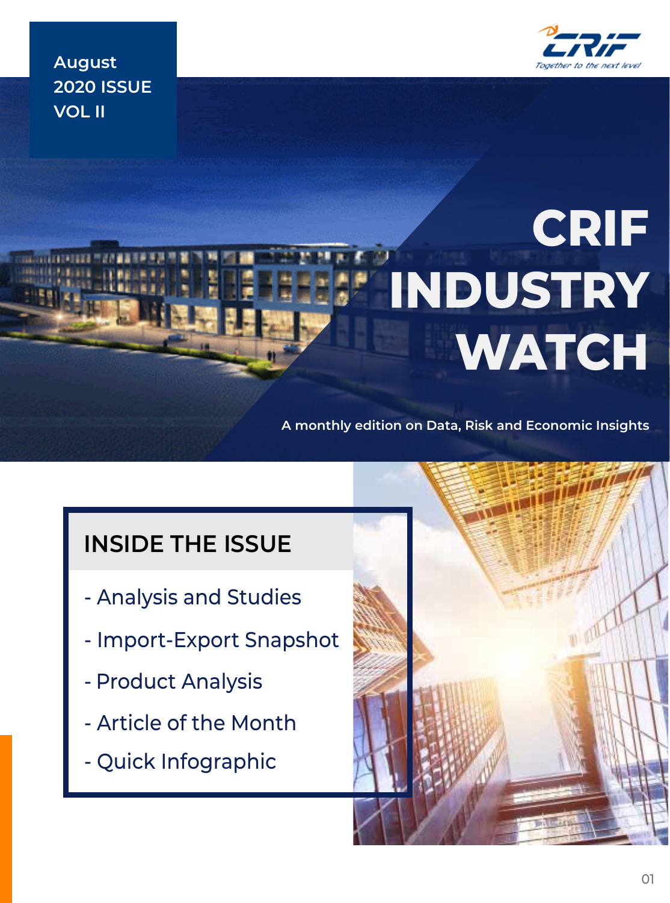August
2020 ISSUE
VOL II

CRIF
Together to the next level

# CRIF INDUSTRY WATCH

A monthly edition on Data, Risk and Economic Insights

## INSIDE THE ISSUE

- Analysis and Studies
- Import-Export Snapshot
- Product Analysis
- Article of the Month
- Quick Infographic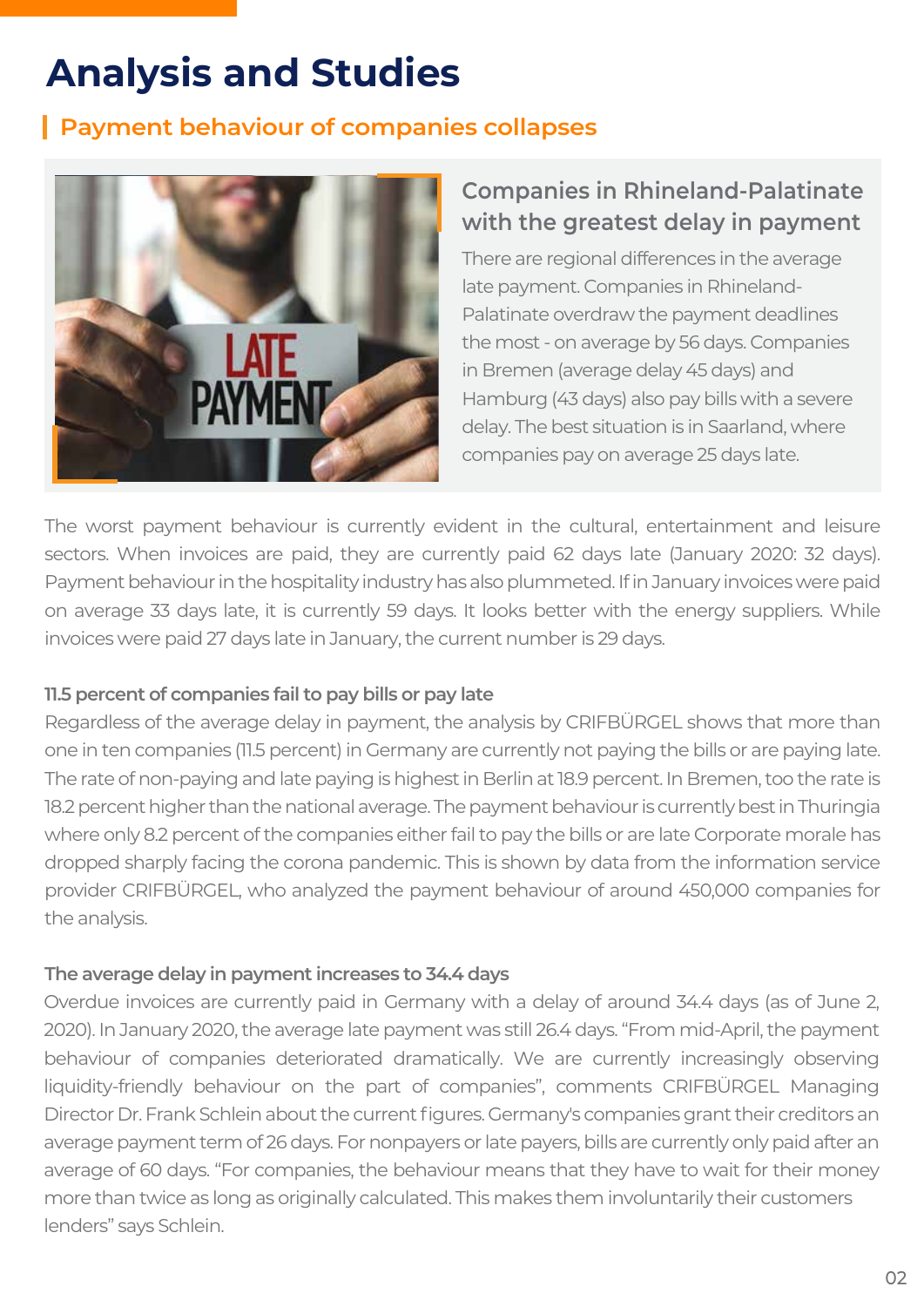# Analysis and Studies

## Payment behaviour of companies collapses

### Companies in Rhineland-Palatinate with the greatest delay in payment

There are regional differences in the average late payment. Companies in Rhineland-Palatinate overdraw the payment deadlines the most - on average by 56 days. Companies in Bremen (average delay 45 days) and Hamburg (43 days) also pay bills with a severe delay. The best situation is in Saarland, where companies pay on average 25 days late.

The worst payment behaviour is currently evident in the cultural, entertainment and leisure sectors. When invoices are paid, they are currently paid 62 days late (January 2020: 32 days). Payment behaviour in the hospitality industry has also plummeted. If in January invoices were paid on average 33 days late, it is currently 59 days. It looks better with the energy suppliers. While invoices were paid 27 days late in January, the current number is 29 days.

**11.5 percent of companies fail to pay bills or pay late**

Regardless of the average delay in payment, the analysis by CRIFBÜRGEL shows that more than one in ten companies (11.5 percent) in Germany are currently not paying the bills or are paying late. The rate of non-paying and late paying is highest in Berlin at 18.9 percent. In Bremen, too the rate is 18.2 percent higher than the national average. The payment behaviour is currently best in Thuringia where only 8.2 percent of the companies either fail to pay the bills or are late Corporate morale has dropped sharply facing the corona pandemic. This is shown by data from the information service provider CRIFBÜRGEL, who analyzed the payment behaviour of around 450,000 companies for the analysis.

**The average delay in payment increases to 34.4 days**

Overdue invoices are currently paid in Germany with a delay of around 34.4 days (as of June 2, 2020). In January 2020, the average late payment was still 26.4 days. "From mid-April, the payment behaviour of companies deteriorated dramatically. We are currently increasingly observing liquidity-friendly behaviour on the part of companies", comments CRIFBÜRGEL Managing Director Dr. Frank Schlein about the current figures. Germany's companies grant their creditors an average payment term of 26 days. For nonpayers or late payers, bills are currently only paid after an average of 60 days. "For companies, the behaviour means that they have to wait for their money more than twice as long as originally calculated. This makes them involuntarily their customers lenders" says Schlein.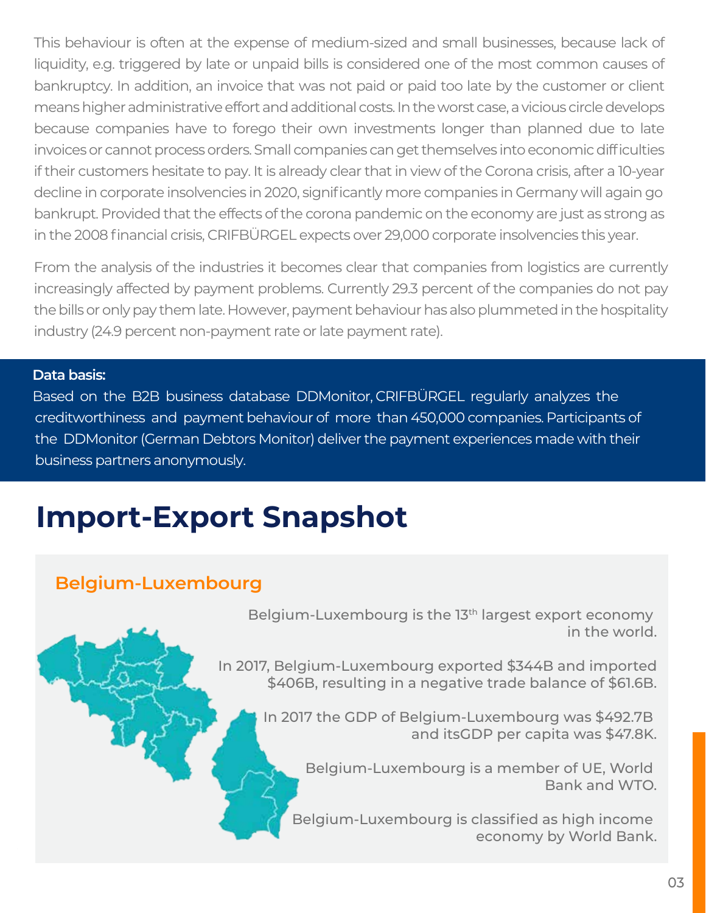This behaviour is often at the expense of medium-sized and small businesses, because lack of liquidity, e.g. triggered by late or unpaid bills is considered one of the most common causes of bankruptcy. In addition, an invoice that was not paid or paid too late by the customer or client means higher administrative effort and additional costs. In the worst case, a vicious circle develops because companies have to forego their own investments longer than planned due to late invoices or cannot process orders. Small companies can get themselves into economic difficulties if their customers hesitate to pay. It is already clear that in view of the Corona crisis, after a 10-year decline in corporate insolvencies in 2020, significantly more companies in Germany will again go bankrupt. Provided that the effects of the corona pandemic on the economy are just as strong as in the 2008 financial crisis, CRIFBÜRGEL expects over 29,000 corporate insolvencies this year.

From the analysis of the industries it becomes clear that companies from logistics are currently increasingly affected by payment problems. Currently 29.3 percent of the companies do not pay the bills or only pay them late. However, payment behaviour has also plummeted in the hospitality industry (24.9 percent non-payment rate or late payment rate).

**Data basis:**
Based on the B2B business database DDMonitor, CRIFBÜRGEL regularly analyzes the creditworthiness and payment behaviour of more than 450,000 companies. Participants of the DDMonitor (German Debtors Monitor) deliver the payment experiences made with their business partners anonymously.

# Import-Export Snapshot

## Belgium-Luxembourg

Belgium-Luxembourg is the 13th largest export economy in the world.

In 2017, Belgium-Luxembourg exported $344B and imported $406B, resulting in a negative trade balance of $61.6B.

In 2017 the GDP of Belgium-Luxembourg was $492.7B and itsGDP per capita was $47.8K.

Belgium-Luxembourg is a member of UE, World Bank and WTO.

Belgium-Luxembourg is classified as high income economy by World Bank.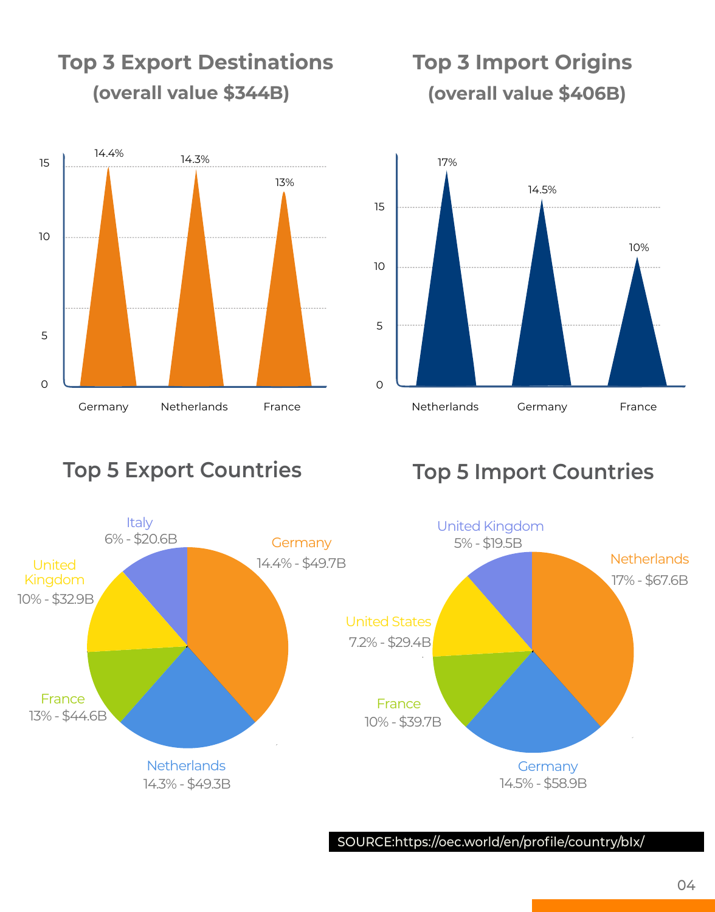## Top 3 Export Destinations (overall value $344B)

| Country | Share |
| --- | --- |
| Germany | 14.4% |
| Netherlands | 14.3% |
| France | 13% |

## Top 3 Import Origins (overall value $406B)

| Country | Share |
| --- | --- |
| Netherlands | 17% |
| Germany | 14.5% |
| France | 10% |

## Top 5 Export Countries

| Country | Share | Value |
| --- | --- | --- |
| Germany | 14.4% | $49.7B |
| Netherlands | 14.3% | $49.3B |
| France | 13% | $44.6B |
| United Kingdom | 10% | $32.9B |
| Italy | 6% | $20.6B |

## Top 5 Import Countries

| Country | Share | Value |
| --- | --- | --- |
| Netherlands | 17% | $67.6B |
| Germany | 14.5% | $58.9B |
| France | 10% | $39.7B |
| United States | 7.2% | $29.4B |
| United Kingdom | 5% | $19.5B |

SOURCE:https://oec.world/en/profile/country/blx/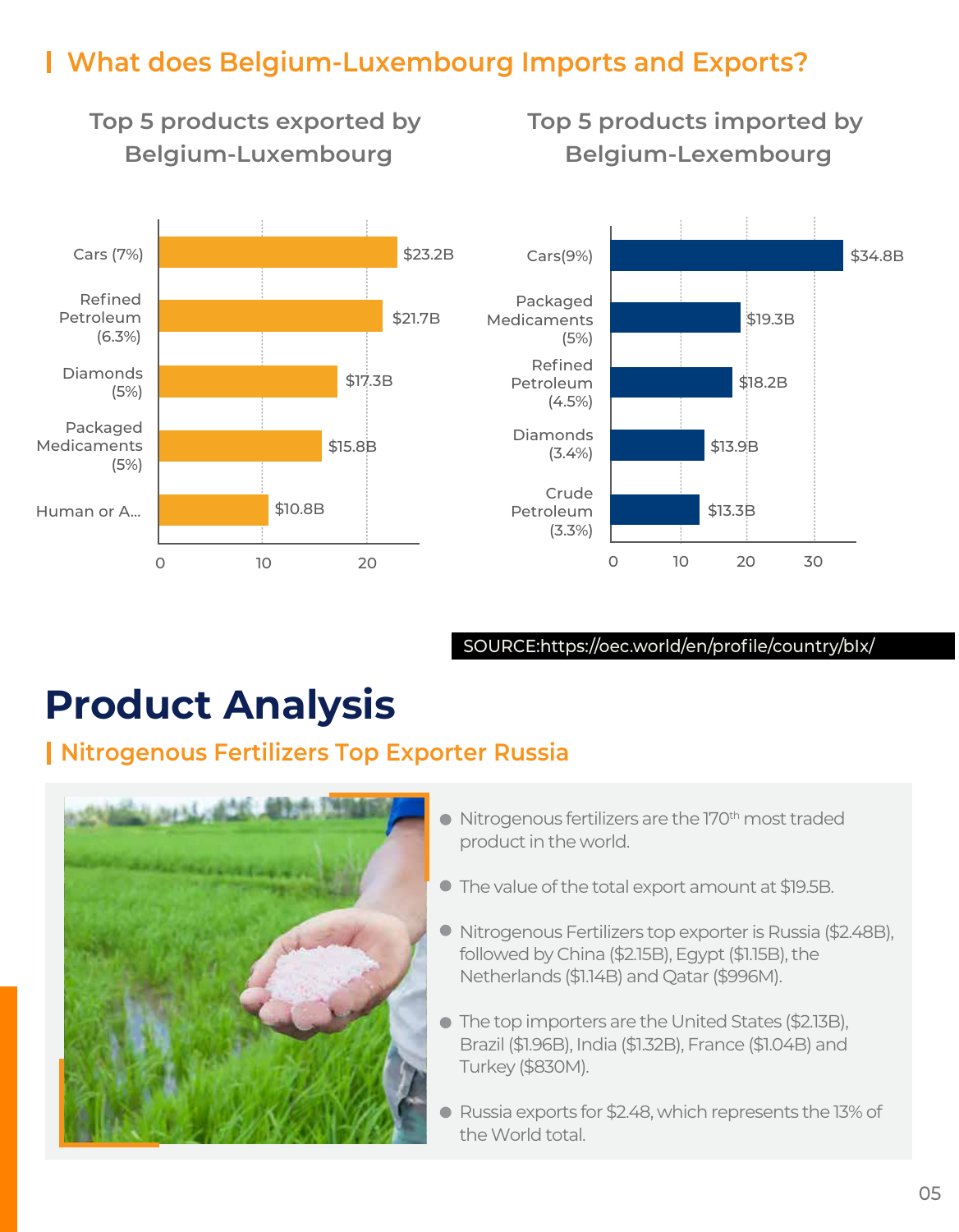## What does Belgium-Luxembourg Imports and Exports?

### Top 5 products exported by Belgium-Luxembourg

| Product | Value |
|---|---|
| Cars (7%) | $23.2B |
| Refined Petroleum (6.3%) | $21.7B |
| Diamonds (5%) | $17.3B |
| Packaged Medicaments (5%) | $15.8B |
| Human or A... | $10.8B |

### Top 5 products imported by Belgium-Lexembourg

| Product | Value |
|---|---|
| Cars(9%) | $34.8B |
| Packaged Medicaments (5%) | $19.3B |
| Refined Petroleum (4.5%) | $18.2B |
| Diamonds (3.4%) | $13.9B |
| Crude Petroleum (3.3%) | $13.3B |

SOURCE:https://oec.world/en/profile/country/blx/

# Product Analysis

## Nitrogenous Fertilizers Top Exporter Russia

- Nitrogenous fertilizers are the 170th most traded product in the world.
- The value of the total export amount at $19.5B.
- Nitrogenous Fertilizers top exporter is Russia ($2.48B), followed by China ($2.15B), Egypt ($1.15B), the Netherlands ($1.14B) and Qatar ($996M).
- The top importers are the United States ($2.13B), Brazil ($1.96B), India ($1.32B), France ($1.04B) and Turkey ($830M).
- Russia exports for $2.48, which represents the 13% of the World total.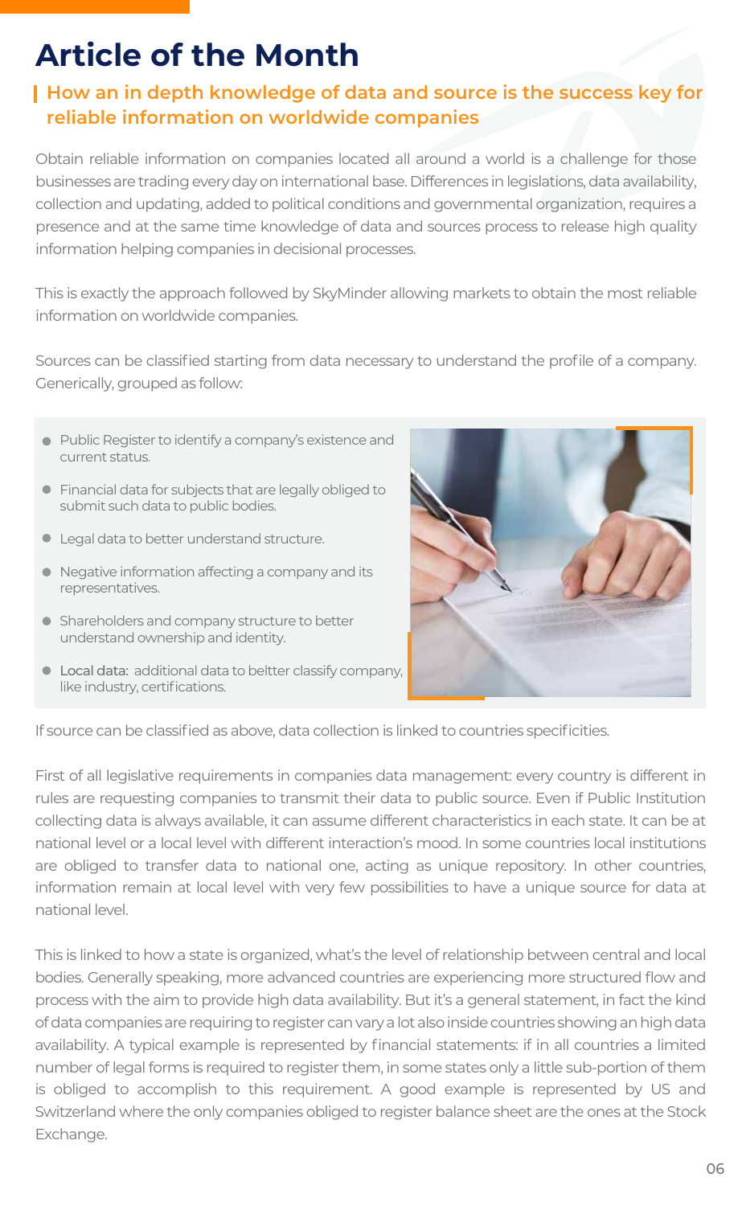# Article of the Month

## How an in depth knowledge of data and source is the success key for reliable information on worldwide companies

Obtain reliable information on companies located all around a world is a challenge for those businesses are trading every day on international base. Differences in legislations, data availability, collection and updating, added to political conditions and governmental organization, requires a presence and at the same time knowledge of data and sources process to release high quality information helping companies in decisional processes.

This is exactly the approach followed by SkyMinder allowing markets to obtain the most reliable information on worldwide companies.

Sources can be classified starting from data necessary to understand the profile of a company. Generically, grouped as follow:

- Public Register to identify a company's existence and current status.
- Financial data for subjects that are legally obliged to submit such data to public bodies.
- Legal data to better understand structure.
- Negative information affecting a company and its representatives.
- Shareholders and company structure to better understand ownership and identity.
- Local data: additional data to beltter classify company, like industry, certifications.

If source can be classified as above, data collection is linked to countries specificities.

First of all legislative requirements in companies data management: every country is different in rules are requesting companies to transmit their data to public source. Even if Public Institution collecting data is always available, it can assume different characteristics in each state. It can be at national level or a local level with different interaction's mood. In some countries local institutions are obliged to transfer data to national one, acting as unique repository. In other countries, information remain at local level with very few possibilities to have a unique source for data at national level.

This is linked to how a state is organized, what's the level of relationship between central and local bodies. Generally speaking, more advanced countries are experiencing more structured flow and process with the aim to provide high data availability. But it's a general statement, in fact the kind of data companies are requiring to register can vary a lot also inside countries showing an high data availability. A typical example is represented by financial statements: if in all countries a limited number of legal forms is required to register them, in some states only a little sub-portion of them is obliged to accomplish to this requirement. A good example is represented by US and Switzerland where the only companies obliged to register balance sheet are the ones at the Stock Exchange.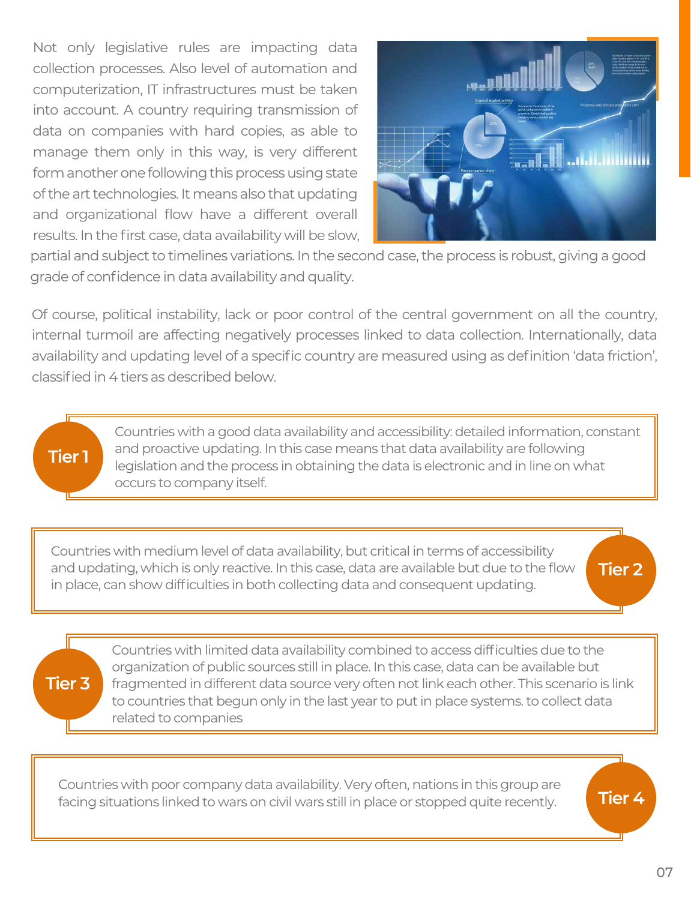Not only legislative rules are impacting data collection processes. Also level of automation and computerization, IT infrastructures must be taken into account. A country requiring transmission of data on companies with hard copies, as able to manage them only in this way, is very different form another one following this process using state of the art technologies. It means also that updating and organizational flow have a different overall results. In the first case, data availability will be slow, partial and subject to timelines variations. In the second case, the process is robust, giving a good grade of confidence in data availability and quality.

Of course, political instability, lack or poor control of the central government on all the country, internal turmoil are affecting negatively processes linked to data collection. Internationally, data availability and updating level of a specific country are measured using as definition 'data friction', classified in 4 tiers as described below.

**Tier 1**

Countries with a good data availability and accessibility: detailed information, constant and proactive updating. In this case means that data availability are following legislation and the process in obtaining the data is electronic and in line on what occurs to company itself.

**Tier 2**

Countries with medium level of data availability, but critical in terms of accessibility and updating, which is only reactive. In this case, data are available but due to the flow in place, can show difficulties in both collecting data and consequent updating.

**Tier 3**

Countries with limited data availability combined to access difficulties due to the organization of public sources still in place. In this case, data can be available but fragmented in different data source very often not link each other. This scenario is link to countries that begun only in the last year to put in place systems. to collect data related to companies

**Tier 4**

Countries with poor company data availability. Very often, nations in this group are facing situations linked to wars on civil wars still in place or stopped quite recently.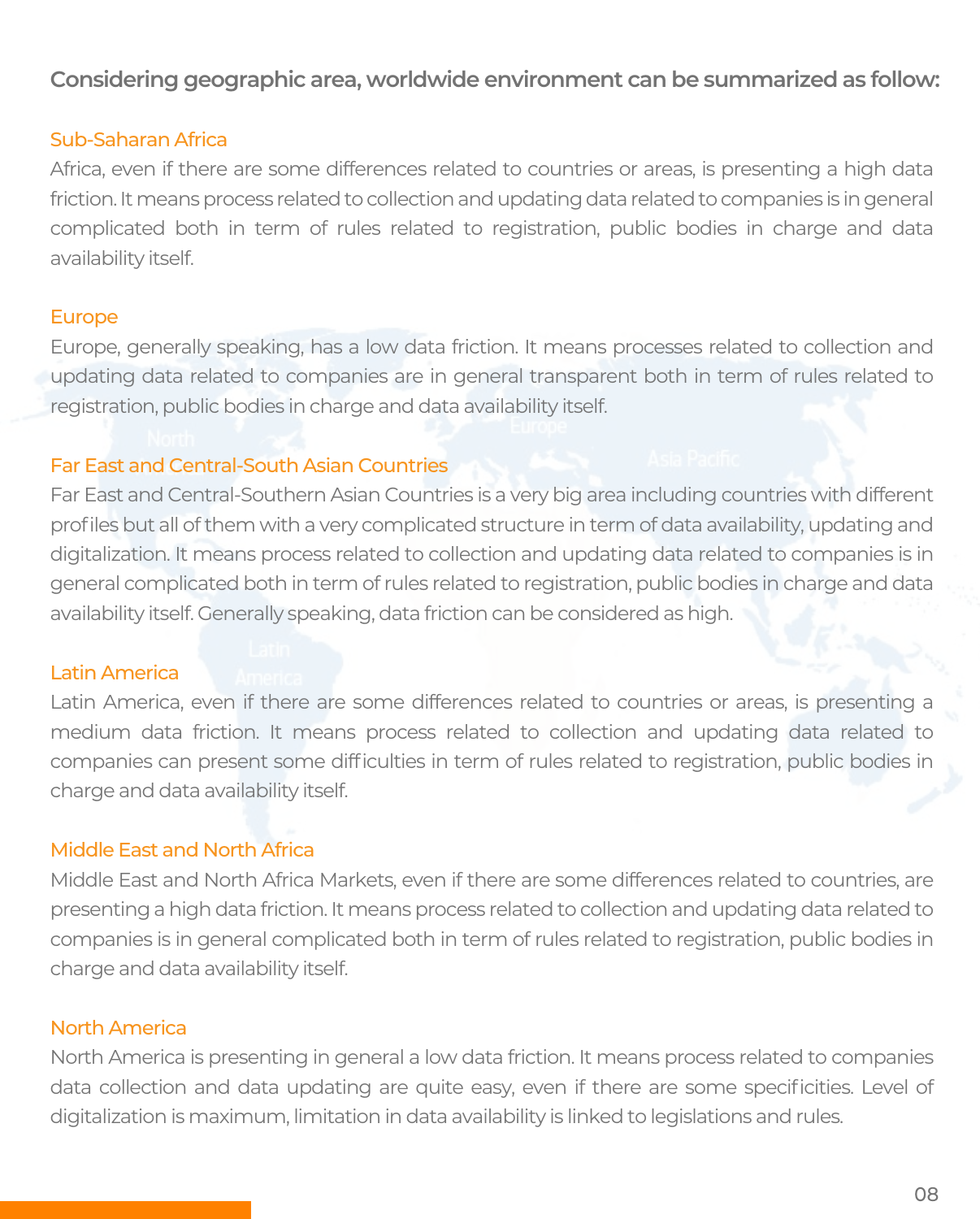**Considering geographic area, worldwide environment can be summarized as follow:**

### Sub-Saharan Africa

Africa, even if there are some differences related to countries or areas, is presenting a high data friction. It means process related to collection and updating data related to companies is in general complicated both in term of rules related to registration, public bodies in charge and data availability itself.

### Europe

Europe, generally speaking, has a low data friction. It means processes related to collection and updating data related to companies are in general transparent both in term of rules related to registration, public bodies in charge and data availability itself.

### Far East and Central-South Asian Countries

Far East and Central-Southern Asian Countries is a very big area including countries with different profiles but all of them with a very complicated structure in term of data availability, updating and digitalization. It means process related to collection and updating data related to companies is in general complicated both in term of rules related to registration, public bodies in charge and data availability itself. Generally speaking, data friction can be considered as high.

### Latin America

Latin America, even if there are some differences related to countries or areas, is presenting a medium data friction. It means process related to collection and updating data related to companies can present some difficulties in term of rules related to registration, public bodies in charge and data availability itself.

### Middle East and North Africa

Middle East and North Africa Markets, even if there are some differences related to countries, are presenting a high data friction. It means process related to collection and updating data related to companies is in general complicated both in term of rules related to registration, public bodies in charge and data availability itself.

### North America

North America is presenting in general a low data friction. It means process related to companies data collection and data updating are quite easy, even if there are some specificities. Level of digitalization is maximum, limitation in data availability is linked to legislations and rules.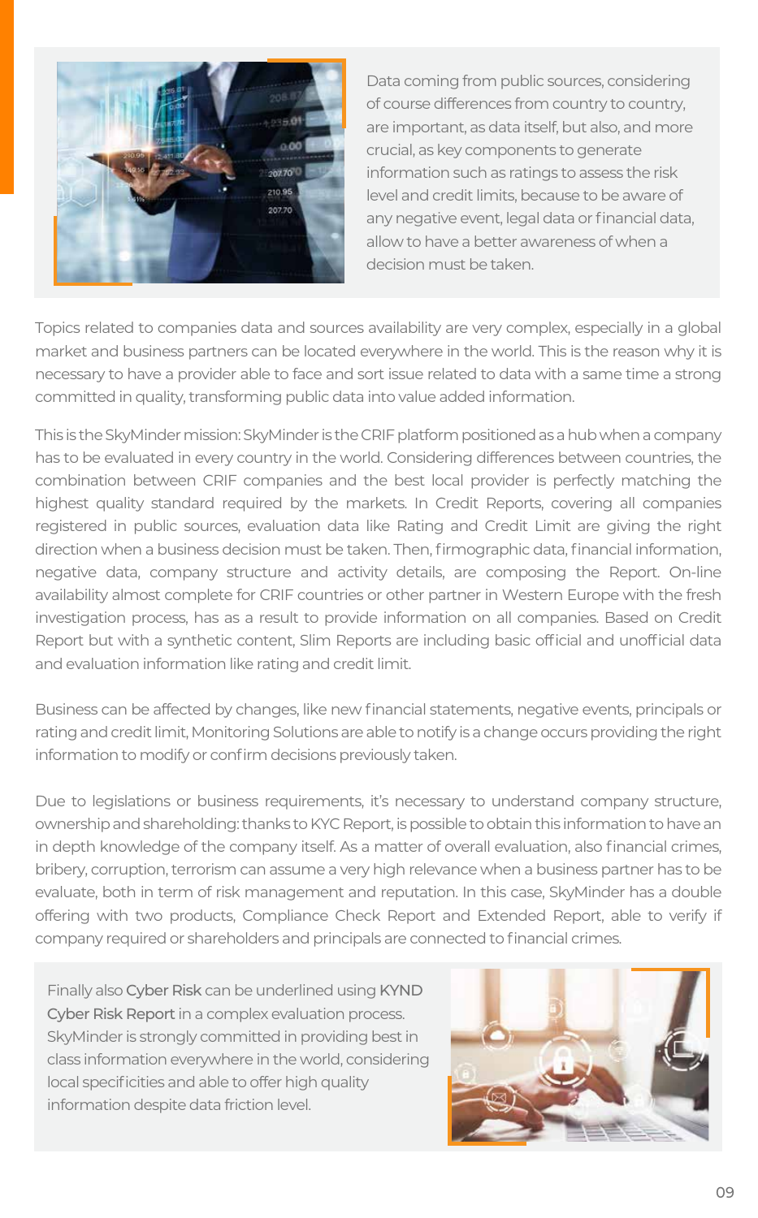Data coming from public sources, considering of course differences from country to country, are important, as data itself, but also, and more crucial, as key components to generate information such as ratings to assess the risk level and credit limits, because to be aware of any negative event, legal data or financial data, allow to have a better awareness of when a decision must be taken.

Topics related to companies data and sources availability are very complex, especially in a global market and business partners can be located everywhere in the world. This is the reason why it is necessary to have a provider able to face and sort issue related to data with a same time a strong committed in quality, transforming public data into value added information.

This is the SkyMinder mission: SkyMinder is the CRIF platform positioned as a hub when a company has to be evaluated in every country in the world. Considering differences between countries, the combination between CRIF companies and the best local provider is perfectly matching the highest quality standard required by the markets. In Credit Reports, covering all companies registered in public sources, evaluation data like Rating and Credit Limit are giving the right direction when a business decision must be taken. Then, firmographic data, financial information, negative data, company structure and activity details, are composing the Report. On-line availability almost complete for CRIF countries or other partner in Western Europe with the fresh investigation process, has as a result to provide information on all companies. Based on Credit Report but with a synthetic content, Slim Reports are including basic official and unofficial data and evaluation information like rating and credit limit.

Business can be affected by changes, like new financial statements, negative events, principals or rating and credit limit, Monitoring Solutions are able to notify is a change occurs providing the right information to modify or confirm decisions previously taken.

Due to legislations or business requirements, it's necessary to understand company structure, ownership and shareholding: thanks to KYC Report, is possible to obtain this information to have an in depth knowledge of the company itself. As a matter of overall evaluation, also financial crimes, bribery, corruption, terrorism can assume a very high relevance when a business partner has to be evaluate, both in term of risk management and reputation. In this case, SkyMinder has a double offering with two products, Compliance Check Report and Extended Report, able to verify if company required or shareholders and principals are connected to financial crimes.

Finally also Cyber Risk can be underlined using KYND Cyber Risk Report in a complex evaluation process. SkyMinder is strongly committed in providing best in class information everywhere in the world, considering local specificities and able to offer high quality information despite data friction level.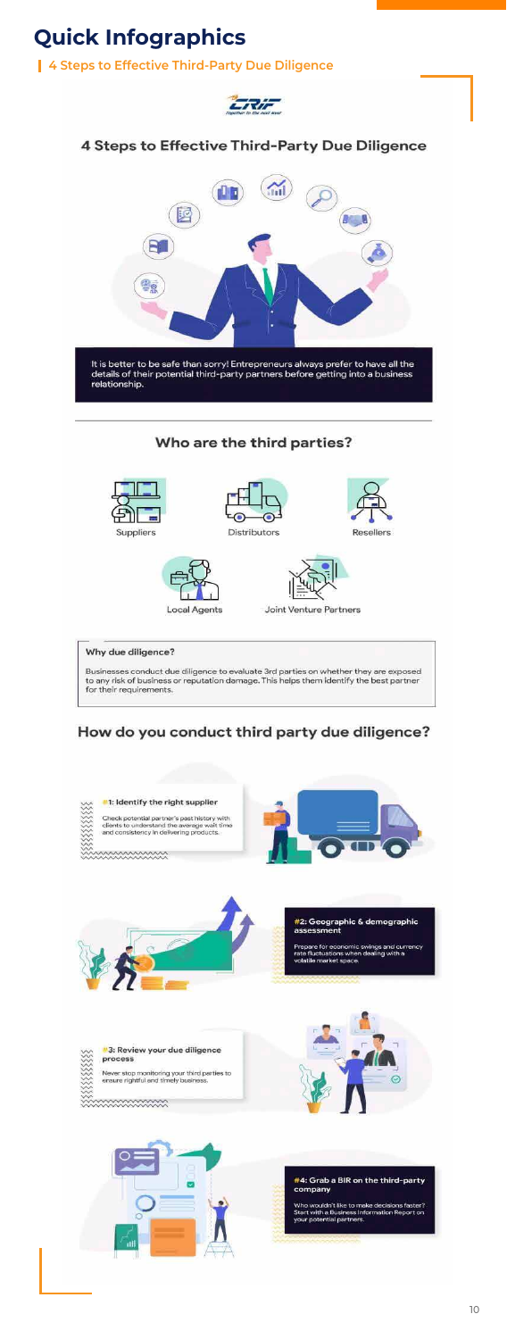# Quick Infographics

4 Steps to Effective Third-Party Due Diligence

## 4 Steps to Effective Third-Party Due Diligence

It is better to be safe than sorry! Entrepreneurs always prefer to have all the details of their potential third-party partners before getting into a business relationship.

### Who are the third parties?

- Suppliers
- Distributors
- Resellers
- Local Agents
- Joint Venture Partners

**Why due diligence?**

Businesses conduct due diligence to evaluate 3rd parties on whether they are exposed to any risk of business or reputation damage. This helps them identify the best partner for their requirements.

### How do you conduct third party due diligence?

**#1: Identify the right supplier**

Check potential partner's past history with clients to understand the average wait time and consistency in delivering products.

**#2: Geographic & demographic assessment**

Prepare for economic swings and currency rate fluctuations when dealing with a volatile market space.

**#3: Review your due diligence process**

Never stop monitoring your third parties to ensure rightful and timely business.

**#4: Grab a BIR on the third-party company**

Who wouldn't like to make decisions faster? Start with a Business Information Report on your potential partners.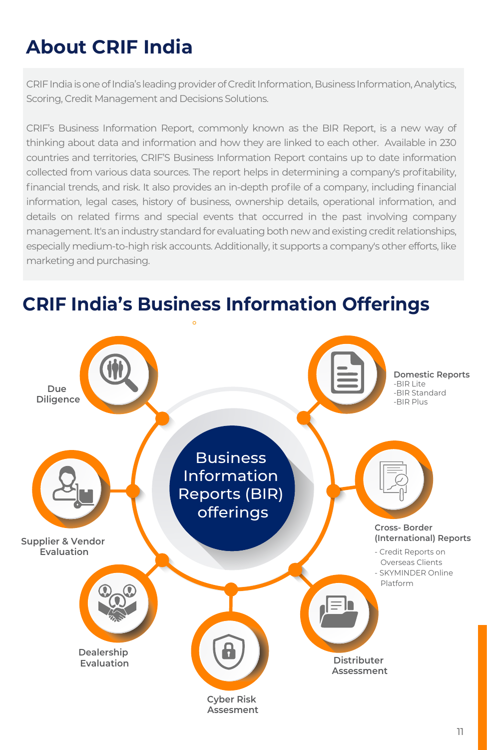# About CRIF India

CRIF India is one of India's leading provider of Credit Information, Business Information, Analytics, Scoring, Credit Management and Decisions Solutions.

CRIF's Business Information Report, commonly known as the BIR Report, is a new way of thinking about data and information and how they are linked to each other. Available in 230 countries and territories, CRIF'S Business Information Report contains up to date information collected from various data sources. The report helps in determining a company's profitability, financial trends, and risk. It also provides an in-depth profile of a company, including financial information, legal cases, history of business, ownership details, operational information, and details on related firms and special events that occurred in the past involving company management. It's an industry standard for evaluating both new and existing credit relationships, especially medium-to-high risk accounts. Additionally, it supports a company's other efforts, like marketing and purchasing.

# CRIF India's Business Information Offerings

**Business Information Reports (BIR) offerings**

- **Due Diligence**
- **Domestic Reports**
  - BIR Lite
  - BIR Standard
  - BIR Plus
- **Supplier & Vendor Evaluation**
- **Cross- Border (International) Reports**
  - Credit Reports on Overseas Clients
  - SKYMINDER Online Platform
- **Dealership Evaluation**
- **Cyber Risk Assesment**
- **Distributer Assessment**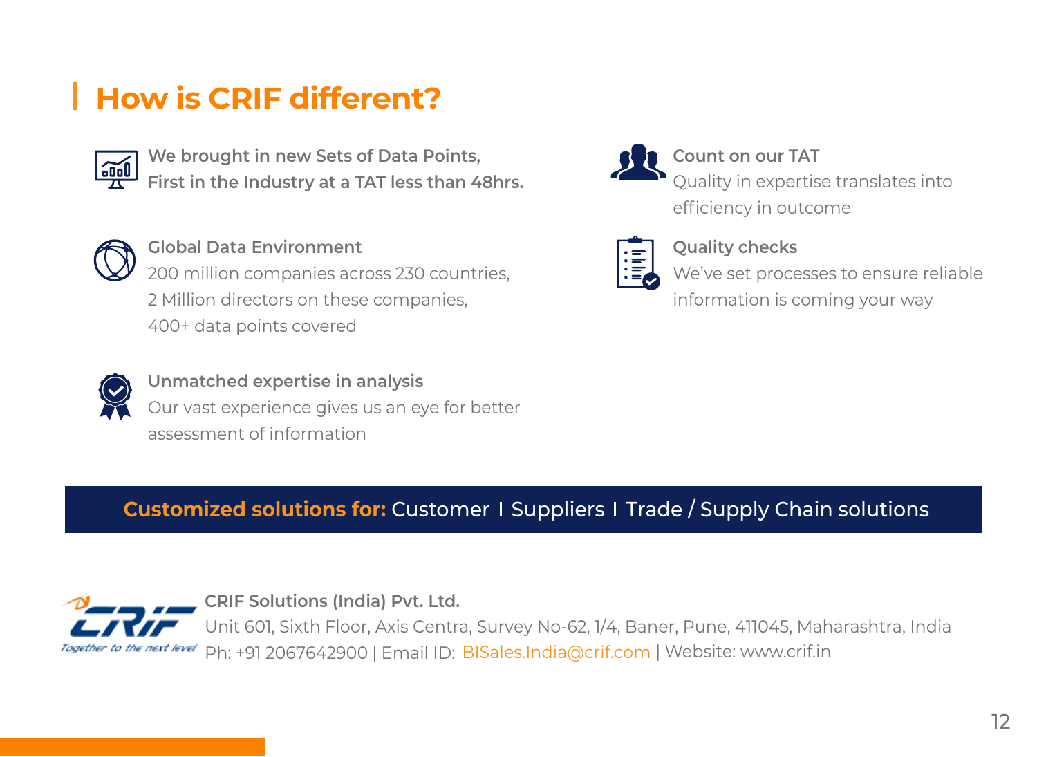## How is CRIF different?

**We brought in new Sets of Data Points, First in the Industry at a TAT less than 48hrs.**

**Global Data Environment**
200 million companies across 230 countries,
2 Million directors on these companies,
400+ data points covered

**Unmatched expertise in analysis**
Our vast experience gives us an eye for better assessment of information

**Count on our TAT**
Quality in expertise translates into efficiency in outcome

**Quality checks**
We've set processes to ensure reliable information is coming your way

**Customized solutions for:** Customer I Suppliers I Trade / Supply Chain solutions

CRIF — *Together to the next level*

**CRIF Solutions (India) Pvt. Ltd.**
Unit 601, Sixth Floor, Axis Centra, Survey No-62, 1/4, Baner, Pune, 411045, Maharashtra, India
Ph: +91 2067642900 | Email ID: BISales.India@crif.com | Website: www.crif.in